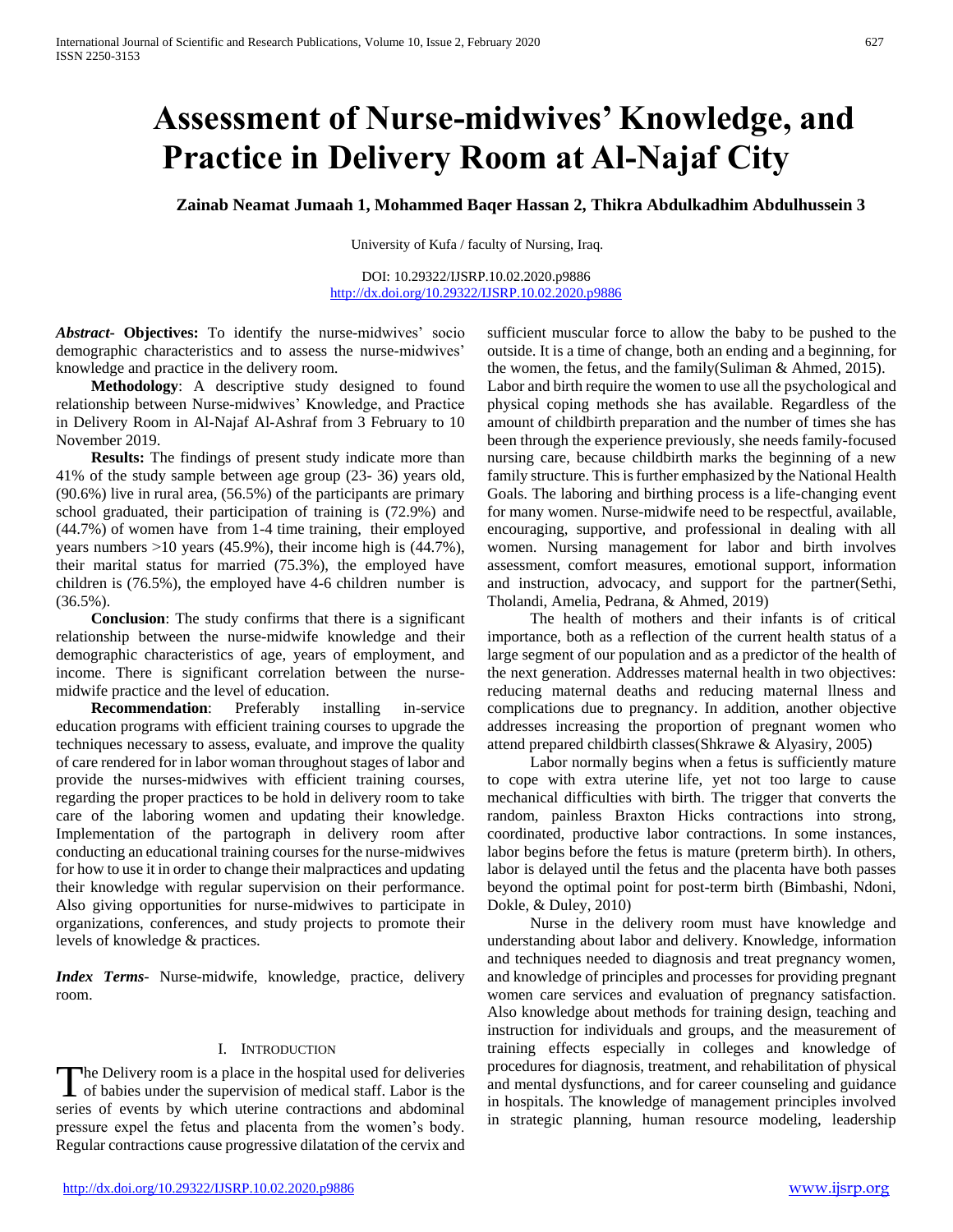# Assessment of Nurse-midwives' Knowledge, and Practice in Delivery Room at Al-Najaf City

**Zainab Neamat Jumaah 1, Mohammed Baqer Hassan 2, Thikra Abdulkadhim Abdulhussein 3**

University of Kufa / faculty of Nursing, Iraq.

DOI: 10.29322/IJSRP.10.02.2020.p9886
http://dx.doi.org/10.29322/IJSRP.10.02.2020.p9886

***Abstract***- **Objectives:** To identify the nurse-midwives' socio demographic characteristics and to assess the nurse-midwives' knowledge and practice in the delivery room.

**Methodology**: A descriptive study designed to found relationship between Nurse-midwives' Knowledge, and Practice in Delivery Room in Al-Najaf Al-Ashraf from 3 February to 10 November 2019.

**Results:** The findings of present study indicate more than 41% of the study sample between age group (23- 36) years old, (90.6%) live in rural area, (56.5%) of the participants are primary school graduated, their participation of training is (72.9%) and (44.7%) of women have from 1-4 time training, their employed years numbers >10 years (45.9%), their income high is (44.7%), their marital status for married (75.3%), the employed have children is (76.5%), the employed have 4-6 children number is (36.5%).

**Conclusion**: The study confirms that there is a significant relationship between the nurse-midwife knowledge and their demographic characteristics of age, years of employment, and income. There is significant correlation between the nurse-midwife practice and the level of education.

**Recommendation**: Preferably installing in-service education programs with efficient training courses to upgrade the techniques necessary to assess, evaluate, and improve the quality of care rendered for in labor woman throughout stages of labor and provide the nurses-midwives with efficient training courses, regarding the proper practices to be hold in delivery room to take care of the laboring women and updating their knowledge. Implementation of the partograph in delivery room after conducting an educational training courses for the nurse-midwives for how to use it in order to change their malpractices and updating their knowledge with regular supervision on their performance. Also giving opportunities for nurse-midwives to participate in organizations, conferences, and study projects to promote their levels of knowledge & practices.

***Index Terms***- Nurse-midwife, knowledge, practice, delivery room.

## I. Introduction

The Delivery room is a place in the hospital used for deliveries of babies under the supervision of medical staff. Labor is the series of events by which uterine contractions and abdominal pressure expel the fetus and placenta from the women's body. Regular contractions cause progressive dilatation of the cervix and sufficient muscular force to allow the baby to be pushed to the outside. It is a time of change, both an ending and a beginning, for the women, the fetus, and the family(Suliman & Ahmed, 2015).

Labor and birth require the women to use all the psychological and physical coping methods she has available. Regardless of the amount of childbirth preparation and the number of times she has been through the experience previously, she needs family-focused nursing care, because childbirth marks the beginning of a new family structure. This is further emphasized by the National Health Goals. The laboring and birthing process is a life-changing event for many women. Nurse-midwife need to be respectful, available, encouraging, supportive, and professional in dealing with all women. Nursing management for labor and birth involves assessment, comfort measures, emotional support, information and instruction, advocacy, and support for the partner(Sethi, Tholandi, Amelia, Pedrana, & Ahmed, 2019)

The health of mothers and their infants is of critical importance, both as a reflection of the current health status of a large segment of our population and as a predictor of the health of the next generation. Addresses maternal health in two objectives: reducing maternal deaths and reducing maternal llness and complications due to pregnancy. In addition, another objective addresses increasing the proportion of pregnant women who attend prepared childbirth classes(Shkrawe & Alyasiry, 2005)

Labor normally begins when a fetus is sufficiently mature to cope with extra uterine life, yet not too large to cause mechanical difficulties with birth. The trigger that converts the random, painless Braxton Hicks contractions into strong, coordinated, productive labor contractions. In some instances, labor begins before the fetus is mature (preterm birth). In others, labor is delayed until the fetus and the placenta have both passes beyond the optimal point for post-term birth (Bimbashi, Ndoni, Dokle, & Duley, 2010)

Nurse in the delivery room must have knowledge and understanding about labor and delivery. Knowledge, information and techniques needed to diagnosis and treat pregnancy women, and knowledge of principles and processes for providing pregnant women care services and evaluation of pregnancy satisfaction. Also knowledge about methods for training design, teaching and instruction for individuals and groups, and the measurement of training effects especially in colleges and knowledge of procedures for diagnosis, treatment, and rehabilitation of physical and mental dysfunctions, and for career counseling and guidance in hospitals. The knowledge of management principles involved in strategic planning, human resource modeling, leadership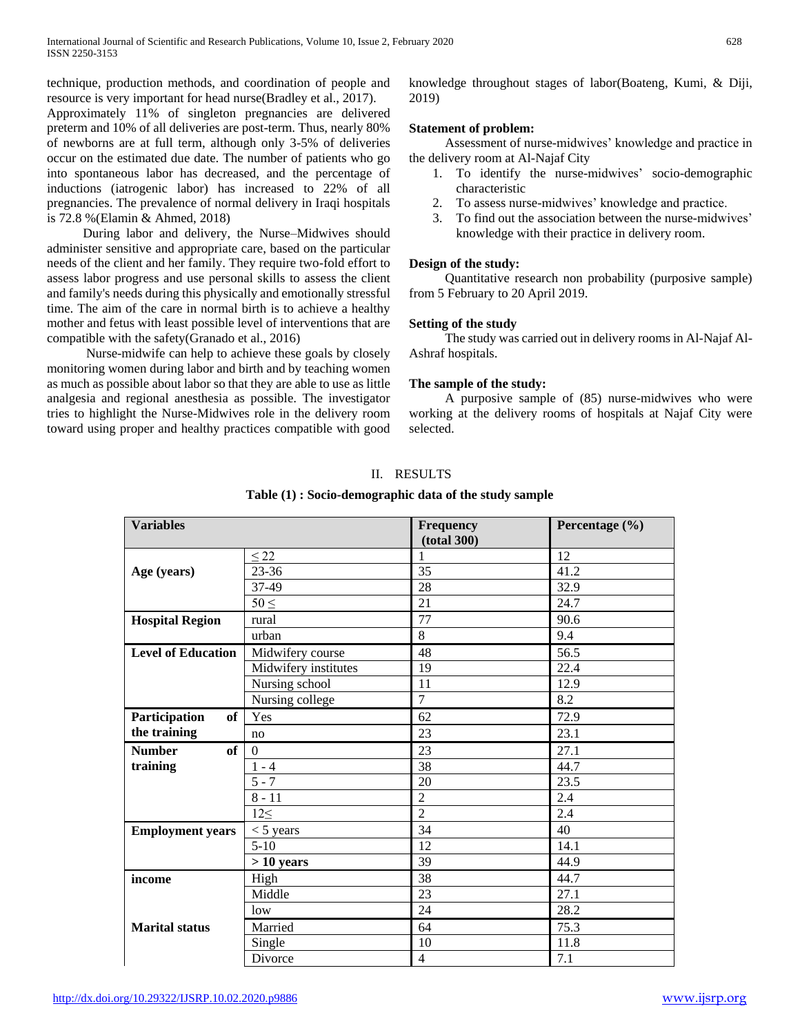technique, production methods, and coordination of people and resource is very important for head nurse(Bradley et al., 2017).
Approximately 11% of singleton pregnancies are delivered preterm and 10% of all deliveries are post-term. Thus, nearly 80% of newborns are at full term, although only 3-5% of deliveries occur on the estimated due date. The number of patients who go into spontaneous labor has decreased, and the percentage of inductions (iatrogenic labor) has increased to 22% of all pregnancies. The prevalence of normal delivery in Iraqi hospitals is 72.8 %(Elamin & Ahmed, 2018)

During labor and delivery, the Nurse–Midwives should administer sensitive and appropriate care, based on the particular needs of the client and her family. They require two-fold effort to assess labor progress and use personal skills to assess the client and family's needs during this physically and emotionally stressful time. The aim of the care in normal birth is to achieve a healthy mother and fetus with least possible level of interventions that are compatible with the safety(Granado et al., 2016)

Nurse-midwife can help to achieve these goals by closely monitoring women during labor and birth and by teaching women as much as possible about labor so that they are able to use as little analgesia and regional anesthesia as possible. The investigator tries to highlight the Nurse-Midwives role in the delivery room toward using proper and healthy practices compatible with good knowledge throughout stages of labor(Boateng, Kumi, & Diji, 2019)

**Statement of problem:**

Assessment of nurse-midwives' knowledge and practice in the delivery room at Al-Najaf City

1. To identify the nurse-midwives' socio-demographic characteristic
2. To assess nurse-midwives' knowledge and practice.
3. To find out the association between the nurse-midwives' knowledge with their practice in delivery room.

**Design of the study:**

Quantitative research non probability (purposive sample) from 5 February to 20 April 2019.

**Setting of the study**

The study was carried out in delivery rooms in Al-Najaf Al-Ashraf hospitals.

**The sample of the study:**

A purposive sample of (85) nurse-midwives who were working at the delivery rooms of hospitals at Najaf City were selected.

## II. RESULTS

**Table (1) : Socio-demographic data of the study sample**

| **Variables** | | **Frequency (total 300)** | **Percentage (%)** |
|---|---|---|---|
| **Age (years)** | ≤ 22 | 1 | 12 |
| | 23-36 | 35 | 41.2 |
| | 37-49 | 28 | 32.9 |
| | 50 ≤ | 21 | 24.7 |
| **Hospital Region** | rural | 77 | 90.6 |
| | urban | 8 | 9.4 |
| **Level of Education** | Midwifery course | 48 | 56.5 |
| | Midwifery institutes | 19 | 22.4 |
| | Nursing school | 11 | 12.9 |
| | Nursing college | 7 | 8.2 |
| **Participation of the training** | Yes | 62 | 72.9 |
| | no | 23 | 23.1 |
| **Number of training** | 0 | 23 | 27.1 |
| | 1 - 4 | 38 | 44.7 |
| | 5 - 7 | 20 | 23.5 |
| | 8 - 11 | 2 | 2.4 |
| | 12≤ | 2 | 2.4 |
| **Employment years** | < 5 years | 34 | 40 |
| | 5-10 | 12 | 14.1 |
| | **> 10 years** | 39 | 44.9 |
| **income** | High | 38 | 44.7 |
| | Middle | 23 | 27.1 |
| | low | 24 | 28.2 |
| **Marital status** | Married | 64 | 75.3 |
| | Single | 10 | 11.8 |
| | Divorce | 4 | 7.1 |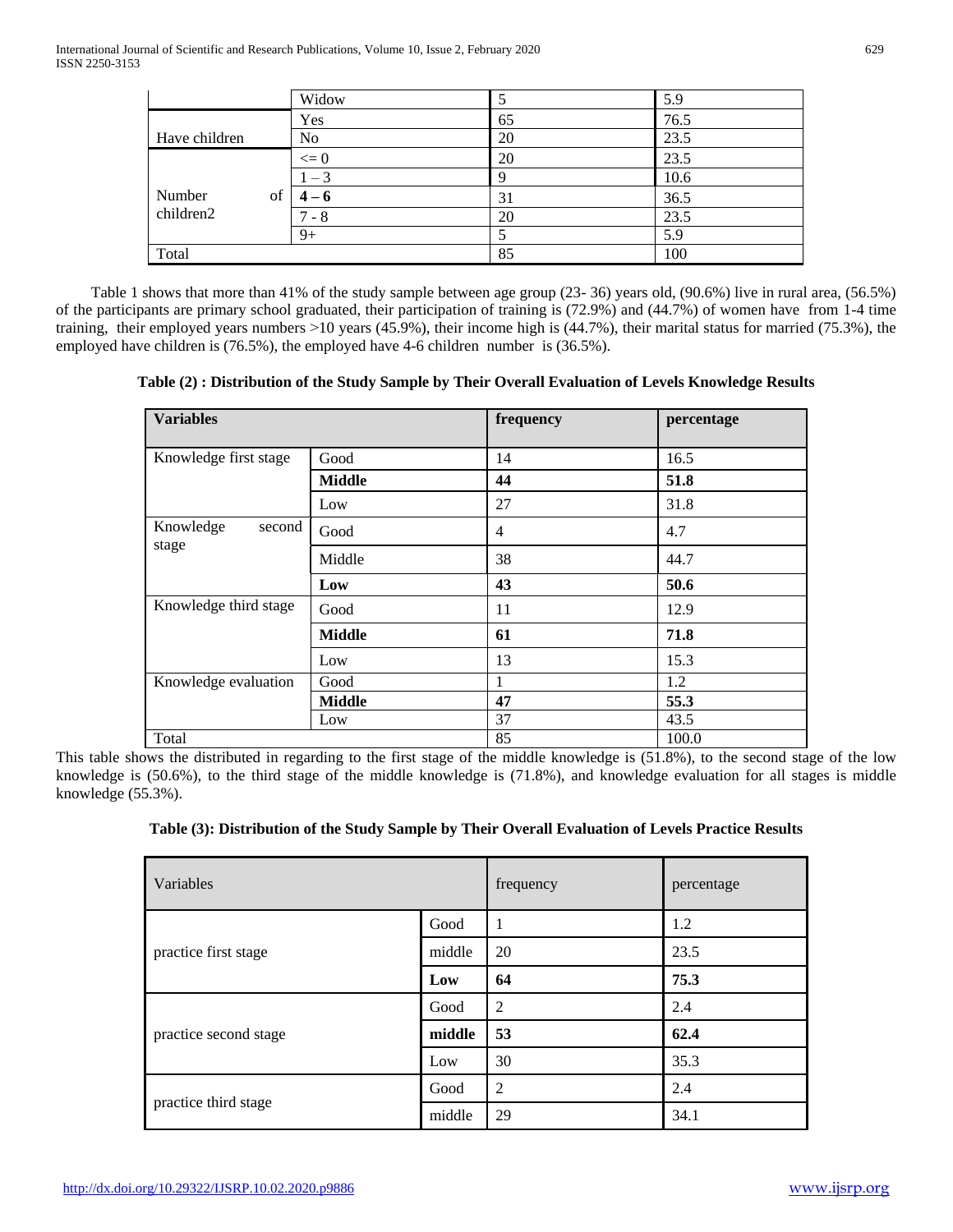| | | | |
|---|---|---|---|
| | Widow | 5 | 5.9 |
| Have children | Yes | 65 | 76.5 |
| | No | 20 | 23.5 |
| Number of children2 | <= 0 | 20 | 23.5 |
| | 1 – 3 | 9 | 10.6 |
| | **4 – 6** | 31 | 36.5 |
| | 7 - 8 | 20 | 23.5 |
| | 9+ | 5 | 5.9 |
| Total | | 85 | 100 |

Table 1 shows that more than 41% of the study sample between age group (23- 36) years old, (90.6%) live in rural area, (56.5%) of the participants are primary school graduated, their participation of training is (72.9%) and (44.7%) of women have from 1-4 time training, their employed years numbers >10 years (45.9%), their income high is (44.7%), their marital status for married (75.3%), the employed have children is (76.5%), the employed have 4-6 children number is (36.5%).

**Table (2) : Distribution of the Study Sample by Their Overall Evaluation of Levels Knowledge Results**

| **Variables** | | **frequency** | **percentage** |
|---|---|---|---|
| Knowledge first stage | Good | 14 | 16.5 |
| | **Middle** | **44** | **51.8** |
| | Low | 27 | 31.8 |
| Knowledge second stage | Good | 4 | 4.7 |
| | Middle | 38 | 44.7 |
| | **Low** | **43** | **50.6** |
| Knowledge third stage | Good | 11 | 12.9 |
| | **Middle** | **61** | **71.8** |
| | Low | 13 | 15.3 |
| Knowledge evaluation | Good | 1 | 1.2 |
| | **Middle** | **47** | **55.3** |
| | Low | 37 | 43.5 |
| Total | | 85 | 100.0 |

This table shows the distributed in regarding to the first stage of the middle knowledge is (51.8%), to the second stage of the low knowledge is (50.6%), to the third stage of the middle knowledge is (71.8%), and knowledge evaluation for all stages is middle knowledge (55.3%).

**Table (3): Distribution of the Study Sample by Their Overall Evaluation of Levels Practice Results**

| Variables | | frequency | percentage |
|---|---|---|---|
| practice first stage | Good | 1 | 1.2 |
| | middle | 20 | 23.5 |
| | **Low** | **64** | **75.3** |
| practice second stage | Good | 2 | 2.4 |
| | **middle** | **53** | **62.4** |
| | Low | 30 | 35.3 |
| practice third stage | Good | 2 | 2.4 |
| | middle | 29 | 34.1 |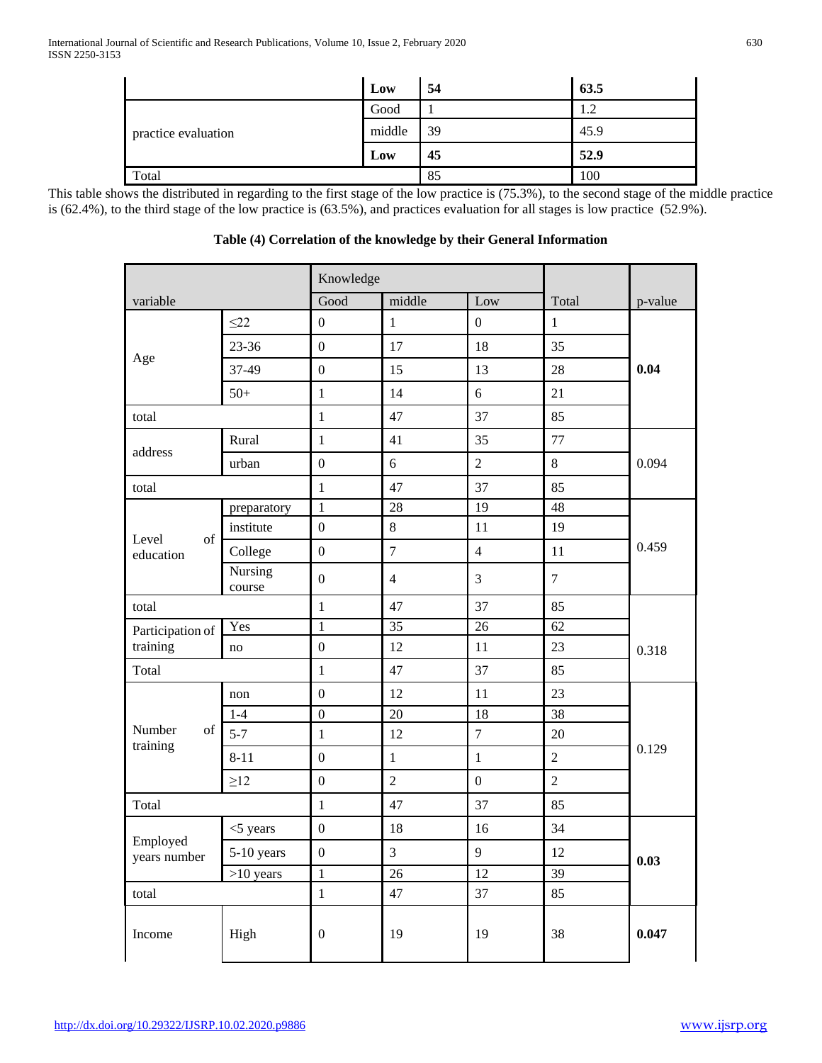| | | | |
|---|---|---|---|
| | **Low** | **54** | **63.5** |
| practice evaluation | Good | 1 | 1.2 |
| | middle | 39 | 45.9 |
| | **Low** | **45** | **52.9** |
| Total | | 85 | 100 |

This table shows the distributed in regarding to the first stage of the low practice is (75.3%), to the second stage of the middle practice is (62.4%), to the third stage of the low practice is (63.5%), and practices evaluation for all stages is low practice (52.9%).

**Table (4) Correlation of the knowledge by their General Information**

| variable | | Knowledge | | | Total | p-value |
|---|---|---|---|---|---|---|
| | | Good | middle | Low | | |
| Age | ≤22 | 0 | 1 | 0 | 1 | **0.04** |
| | 23-36 | 0 | 17 | 18 | 35 | |
| | 37-49 | 0 | 15 | 13 | 28 | |
| | 50+ | 1 | 14 | 6 | 21 | |
| total | | 1 | 47 | 37 | 85 | |
| address | Rural | 1 | 41 | 35 | 77 | 0.094 |
| | urban | 0 | 6 | 2 | 8 | |
| total | | 1 | 47 | 37 | 85 | |
| Level of education | preparatory | 1 | 28 | 19 | 48 | 0.459 |
| | institute | 0 | 8 | 11 | 19 | |
| | College | 0 | 7 | 4 | 11 | |
| | Nursing course | 0 | 4 | 3 | 7 | |
| total | | 1 | 47 | 37 | 85 | 0.318 |
| Participation of training | Yes | 1 | 35 | 26 | 62 | |
| | no | 0 | 12 | 11 | 23 | |
| Total | | 1 | 47 | 37 | 85 | |
| Number of training | non | 0 | 12 | 11 | 23 | 0.129 |
| | 1-4 | 0 | 20 | 18 | 38 | |
| | 5-7 | 1 | 12 | 7 | 20 | |
| | 8-11 | 0 | 1 | 1 | 2 | |
| | ≥12 | 0 | 2 | 0 | 2 | |
| Total | | 1 | 47 | 37 | 85 | |
| Employed years number | <5 years | 0 | 18 | 16 | 34 | **0.03** |
| | 5-10 years | 0 | 3 | 9 | 12 | |
| | >10 years | 1 | 26 | 12 | 39 | |
| total | | 1 | 47 | 37 | 85 | |
| Income | High | 0 | 19 | 19 | 38 | **0.047** |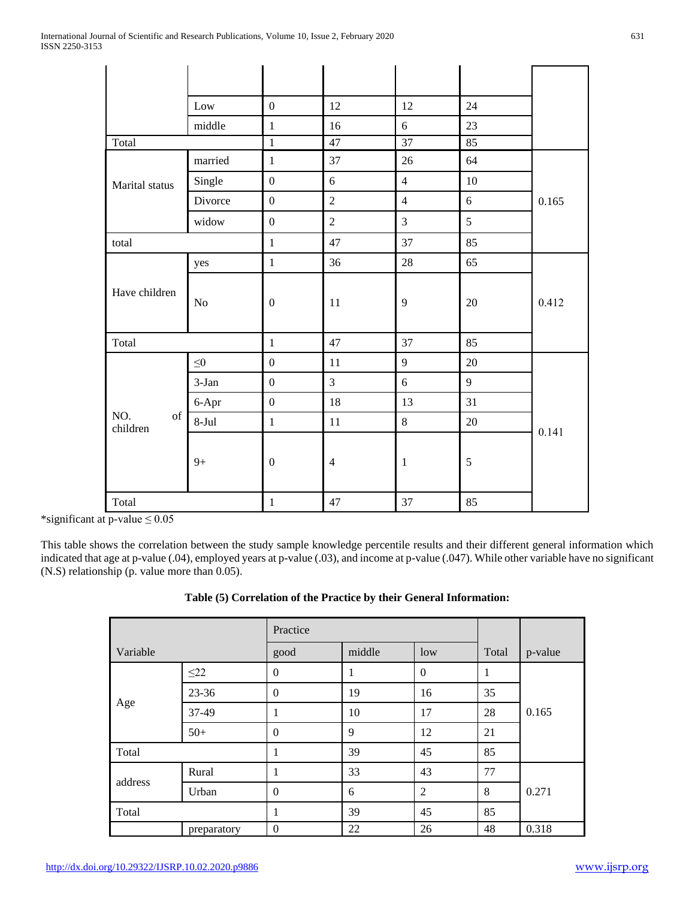| | | | | | | |
|---|---|---|---|---|---|---|
| | | | | | | |
| | Low | 0 | 12 | 12 | 24 | |
| | middle | 1 | 16 | 6 | 23 | |
| Total | | 1 | 47 | 37 | 85 | |
| Marital status | married | 1 | 37 | 26 | 64 | 0.165 |
| | Single | 0 | 6 | 4 | 10 | |
| | Divorce | 0 | 2 | 4 | 6 | |
| | widow | 0 | 2 | 3 | 5 | |
| total | | 1 | 47 | 37 | 85 | |
| Have children | yes | 1 | 36 | 28 | 65 | 0.412 |
| | No | 0 | 11 | 9 | 20 | |
| Total | | 1 | 47 | 37 | 85 | |
| NO. of children | ≤0 | 0 | 11 | 9 | 20 | 0.141 |
| | 3-Jan | 0 | 3 | 6 | 9 | |
| | 6-Apr | 0 | 18 | 13 | 31 | |
| | 8-Jul | 1 | 11 | 8 | 20 | |
| | 9+ | 0 | 4 | 1 | 5 | |
| Total | | 1 | 47 | 37 | 85 | |

*significant at p-value ≤ 0.05

This table shows the correlation between the study sample knowledge percentile results and their different general information which indicated that age at p-value (.04), employed years at p-value (.03), and income at p-value (.047). While other variable have no significant (N.S) relationship (p. value more than 0.05).

**Table (5) Correlation of the Practice by their General Information:**

| Variable | | Practice | | | Total | p-value |
|---|---|---|---|---|---|---|
| | | good | middle | low | | |
| Age | ≤22 | 0 | 1 | 0 | 1 | 0.165 |
| | 23-36 | 0 | 19 | 16 | 35 | |
| | 37-49 | 1 | 10 | 17 | 28 | |
| | 50+ | 0 | 9 | 12 | 21 | |
| Total | | 1 | 39 | 45 | 85 | |
| address | Rural | 1 | 33 | 43 | 77 | 0.271 |
| | Urban | 0 | 6 | 2 | 8 | |
| Total | | 1 | 39 | 45 | 85 | |
| | preparatory | 0 | 22 | 26 | 48 | 0.318 |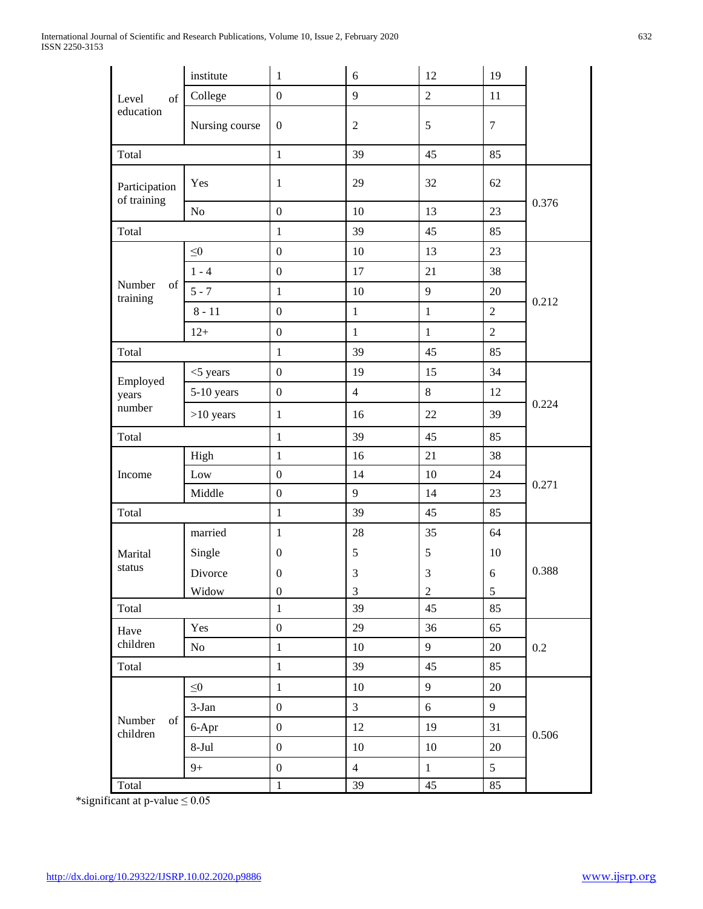| | | | | | | |
|---|---|---|---|---|---|---|
| Level of education | institute | 1 | 6 | 12 | 19 | |
| | College | 0 | 9 | 2 | 11 | |
| | Nursing course | 0 | 2 | 5 | 7 | |
| Total | | 1 | 39 | 45 | 85 | |
| Participation of training | Yes | 1 | 29 | 32 | 62 | 0.376 |
| | No | 0 | 10 | 13 | 23 | |
| Total | | 1 | 39 | 45 | 85 | |
| Number of training | ≤0 | 0 | 10 | 13 | 23 | 0.212 |
| | 1 - 4 | 0 | 17 | 21 | 38 | |
| | 5 - 7 | 1 | 10 | 9 | 20 | |
| | 8 - 11 | 0 | 1 | 1 | 2 | |
| | 12+ | 0 | 1 | 1 | 2 | |
| Total | | 1 | 39 | 45 | 85 | |
| Employed years number | <5 years | 0 | 19 | 15 | 34 | 0.224 |
| | 5-10 years | 0 | 4 | 8 | 12 | |
| | >10 years | 1 | 16 | 22 | 39 | |
| Total | | 1 | 39 | 45 | 85 | |
| Income | High | 1 | 16 | 21 | 38 | 0.271 |
| | Low | 0 | 14 | 10 | 24 | |
| | Middle | 0 | 9 | 14 | 23 | |
| Total | | 1 | 39 | 45 | 85 | |
| Marital status | married | 1 | 28 | 35 | 64 | 0.388 |
| | Single | 0 | 5 | 5 | 10 | |
| | Divorce | 0 | 3 | 3 | 6 | |
| | Widow | 0 | 3 | 2 | 5 | |
| Total | | 1 | 39 | 45 | 85 | |
| Have children | Yes | 0 | 29 | 36 | 65 | 0.2 |
| | No | 1 | 10 | 9 | 20 | |
| Total | | 1 | 39 | 45 | 85 | |
| Number of children | ≤0 | 1 | 10 | 9 | 20 | 0.506 |
| | 3-Jan | 0 | 3 | 6 | 9 | |
| | 6-Apr | 0 | 12 | 19 | 31 | |
| | 8-Jul | 0 | 10 | 10 | 20 | |
| | 9+ | 0 | 4 | 1 | 5 | |
| Total | | 1 | 39 | 45 | 85 | |

*significant at p-value ≤ 0.05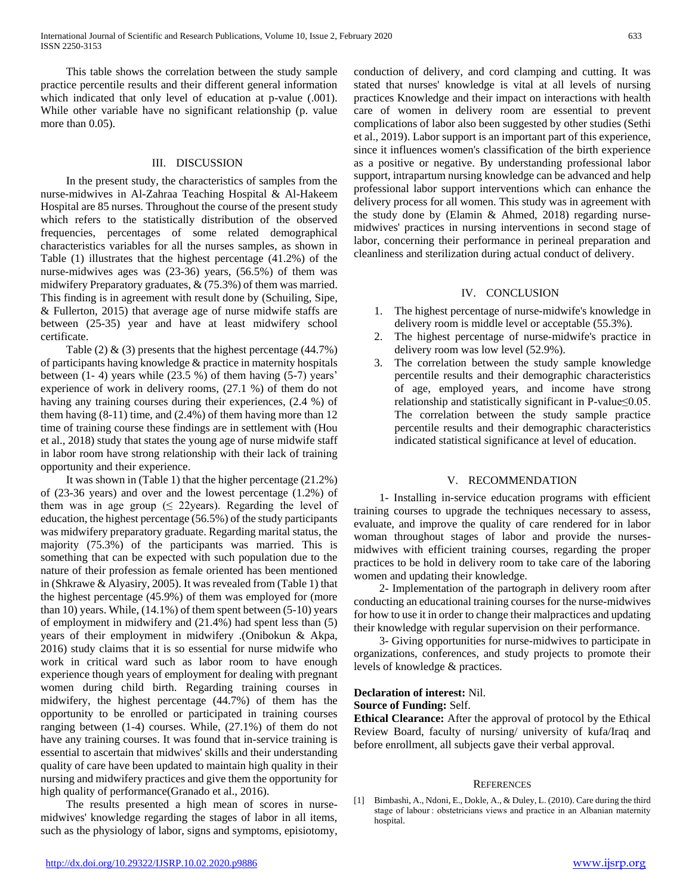This table shows the correlation between the study sample practice percentile results and their different general information which indicated that only level of education at p-value (.001). While other variable have no significant relationship (p. value more than 0.05).

## III. DISCUSSION

In the present study, the characteristics of samples from the nurse-midwives in Al-Zahraa Teaching Hospital & Al-Hakeem Hospital are 85 nurses. Throughout the course of the present study which refers to the statistically distribution of the observed frequencies, percentages of some related demographical characteristics variables for all the nurses samples, as shown in Table (1) illustrates that the highest percentage (41.2%) of the nurse-midwives ages was (23-36) years, (56.5%) of them was midwifery Preparatory graduates, & (75.3%) of them was married. This finding is in agreement with result done by (Schuiling, Sipe, & Fullerton, 2015) that average age of nurse midwife staffs are between (25-35) year and have at least midwifery school certificate.

Table (2) & (3) presents that the highest percentage (44.7%) of participants having knowledge & practice in maternity hospitals between (1- 4) years while (23.5 %) of them having (5-7) years' experience of work in delivery rooms, (27.1 %) of them do not having any training courses during their experiences, (2.4 %) of them having (8-11) time, and (2.4%) of them having more than 12 time of training course these findings are in settlement with (Hou et al., 2018) study that states the young age of nurse midwife staff in labor room have strong relationship with their lack of training opportunity and their experience.

It was shown in (Table 1) that the higher percentage (21.2%) of (23-36 years) and over and the lowest percentage (1.2%) of them was in age group (≤ 22years). Regarding the level of education, the highest percentage (56.5%) of the study participants was midwifery preparatory graduate. Regarding marital status, the majority (75.3%) of the participants was married. This is something that can be expected with such population due to the nature of their profession as female oriented has been mentioned in (Shkrawe & Alyasiry, 2005). It was revealed from (Table 1) that the highest percentage (45.9%) of them was employed for (more than 10) years. While, (14.1%) of them spent between (5-10) years of employment in midwifery and (21.4%) had spent less than (5) years of their employment in midwifery .(Onibokun & Akpa, 2016) study claims that it is so essential for nurse midwife who work in critical ward such as labor room to have enough experience though years of employment for dealing with pregnant women during child birth. Regarding training courses in midwifery, the highest percentage (44.7%) of them has the opportunity to be enrolled or participated in training courses ranging between (1-4) courses. While, (27.1%) of them do not have any training courses. It was found that in-service training is essential to ascertain that midwives' skills and their understanding quality of care have been updated to maintain high quality in their nursing and midwifery practices and give them the opportunity for high quality of performance(Granado et al., 2016).

The results presented a high mean of scores in nurse-midwives' knowledge regarding the stages of labor in all items, such as the physiology of labor, signs and symptoms, episiotomy, conduction of delivery, and cord clamping and cutting. It was stated that nurses' knowledge is vital at all levels of nursing practices Knowledge and their impact on interactions with health care of women in delivery room are essential to prevent complications of labor also been suggested by other studies (Sethi et al., 2019). Labor support is an important part of this experience, since it influences women's classification of the birth experience as a positive or negative. By understanding professional labor support, intrapartum nursing knowledge can be advanced and help professional labor support interventions which can enhance the delivery process for all women. This study was in agreement with the study done by (Elamin & Ahmed, 2018) regarding nurse-midwives' practices in nursing interventions in second stage of labor, concerning their performance in perineal preparation and cleanliness and sterilization during actual conduct of delivery.

## IV. CONCLUSION

1. The highest percentage of nurse-midwife's knowledge in delivery room is middle level or acceptable (55.3%).
2. The highest percentage of nurse-midwife's practice in delivery room was low level (52.9%).
3. The correlation between the study sample knowledge percentile results and their demographic characteristics of age, employed years, and income have strong relationship and statistically significant in P-value≤0.05. The correlation between the study sample practice percentile results and their demographic characteristics indicated statistical significance at level of education.

## V. RECOMMENDATION

1- Installing in-service education programs with efficient training courses to upgrade the techniques necessary to assess, evaluate, and improve the quality of care rendered for in labor woman throughout stages of labor and provide the nurses-midwives with efficient training courses, regarding the proper practices to be hold in delivery room to take care of the laboring women and updating their knowledge.

2- Implementation of the partograph in delivery room after conducting an educational training courses for the nurse-midwives for how to use it in order to change their malpractices and updating their knowledge with regular supervision on their performance.

3- Giving opportunities for nurse-midwives to participate in organizations, conferences, and study projects to promote their levels of knowledge & practices.

**Declaration of interest:** Nil.

**Source of Funding:** Self.

**Ethical Clearance:** After the approval of protocol by the Ethical Review Board, faculty of nursing/ university of kufa/Iraq and before enrollment, all subjects gave their verbal approval.

## REFERENCES

[1] Bimbashi, A., Ndoni, E., Dokle, A., & Duley, L. (2010). Care during the third stage of labour : obstetricians views and practice in an Albanian maternity hospital.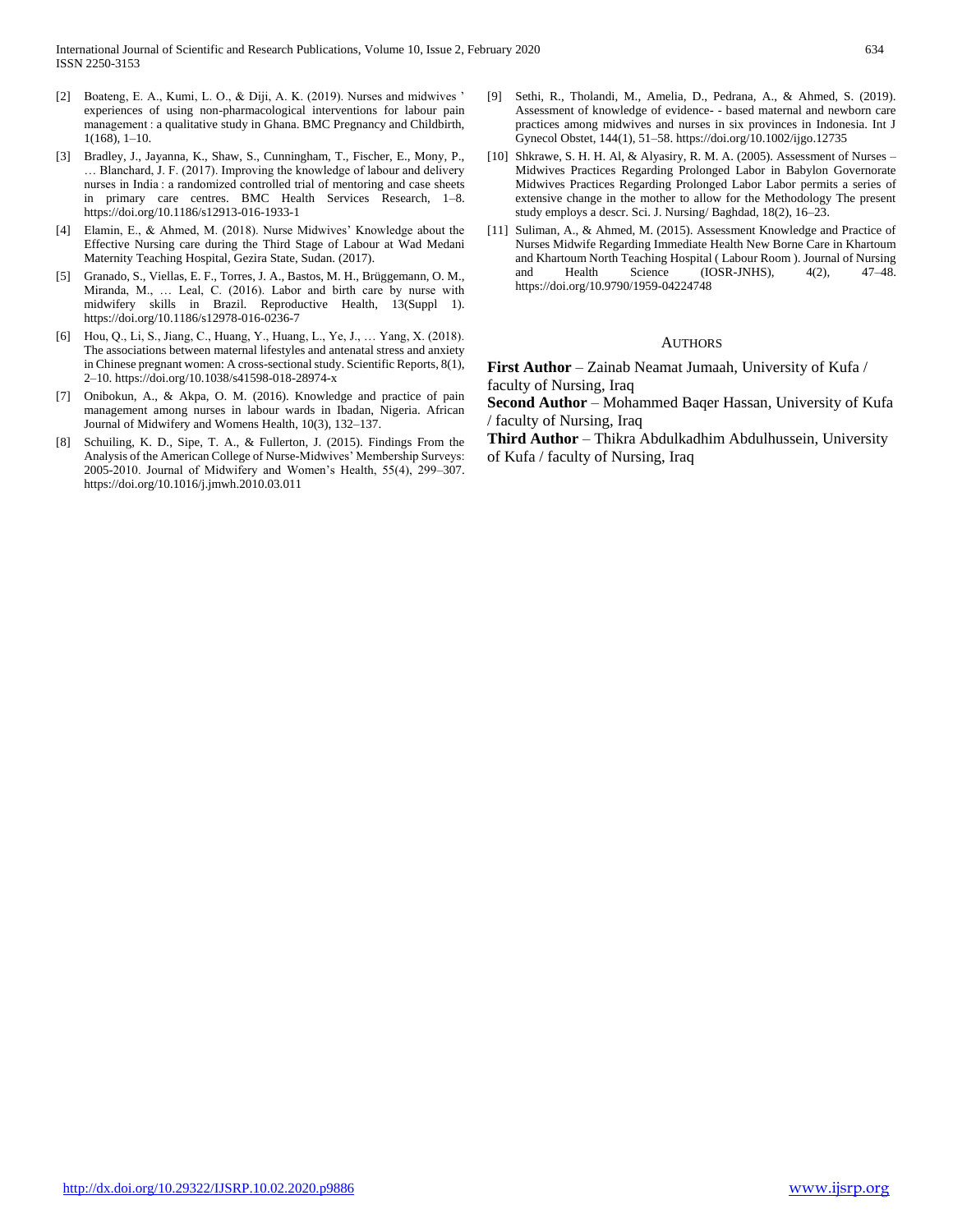[2] Boateng, E. A., Kumi, L. O., & Diji, A. K. (2019). Nurses and midwives ' experiences of using non-pharmacological interventions for labour pain management : a qualitative study in Ghana. BMC Pregnancy and Childbirth, 1(168), 1–10.

[3] Bradley, J., Jayanna, K., Shaw, S., Cunningham, T., Fischer, E., Mony, P., … Blanchard, J. F. (2017). Improving the knowledge of labour and delivery nurses in India : a randomized controlled trial of mentoring and case sheets in primary care centres. BMC Health Services Research, 1–8. https://doi.org/10.1186/s12913-016-1933-1

[4] Elamin, E., & Ahmed, M. (2018). Nurse Midwives' Knowledge about the Effective Nursing care during the Third Stage of Labour at Wad Medani Maternity Teaching Hospital, Gezira State, Sudan. (2017).

[5] Granado, S., Viellas, E. F., Torres, J. A., Bastos, M. H., Brüggemann, O. M., Miranda, M., … Leal, C. (2016). Labor and birth care by nurse with midwifery skills in Brazil. Reproductive Health, 13(Suppl 1). https://doi.org/10.1186/s12978-016-0236-7

[6] Hou, Q., Li, S., Jiang, C., Huang, Y., Huang, L., Ye, J., … Yang, X. (2018). The associations between maternal lifestyles and antenatal stress and anxiety in Chinese pregnant women: A cross-sectional study. Scientific Reports, 8(1), 2–10. https://doi.org/10.1038/s41598-018-28974-x

[7] Onibokun, A., & Akpa, O. M. (2016). Knowledge and practice of pain management among nurses in labour wards in Ibadan, Nigeria. African Journal of Midwifery and Womens Health, 10(3), 132–137.

[8] Schuiling, K. D., Sipe, T. A., & Fullerton, J. (2015). Findings From the Analysis of the American College of Nurse-Midwives' Membership Surveys: 2005-2010. Journal of Midwifery and Women's Health, 55(4), 299–307. https://doi.org/10.1016/j.jmwh.2010.03.011

[9] Sethi, R., Tholandi, M., Amelia, D., Pedrana, A., & Ahmed, S. (2019). Assessment of knowledge of evidence- - based maternal and newborn care practices among midwives and nurses in six provinces in Indonesia. Int J Gynecol Obstet, 144(1), 51–58. https://doi.org/10.1002/ijgo.12735

[10] Shkrawe, S. H. H. Al, & Alyasiry, R. M. A. (2005). Assessment of Nurses – Midwives Practices Regarding Prolonged Labor in Babylon Governorate Midwives Practices Regarding Prolonged Labor Labor permits a series of extensive change in the mother to allow for the Methodology The present study employs a descr. Sci. J. Nursing/ Baghdad, 18(2), 16–23.

[11] Suliman, A., & Ahmed, M. (2015). Assessment Knowledge and Practice of Nurses Midwife Regarding Immediate Health New Borne Care in Khartoum and Khartoum North Teaching Hospital ( Labour Room ). Journal of Nursing and Health Science (IOSR-JNHS), 4(2), 47–48. https://doi.org/10.9790/1959-04224748

## AUTHORS

**First Author** – Zainab Neamat Jumaah, University of Kufa / faculty of Nursing, Iraq

**Second Author** – Mohammed Baqer Hassan, University of Kufa / faculty of Nursing, Iraq

**Third Author** – Thikra Abdulkadhim Abdulhussein, University of Kufa / faculty of Nursing, Iraq